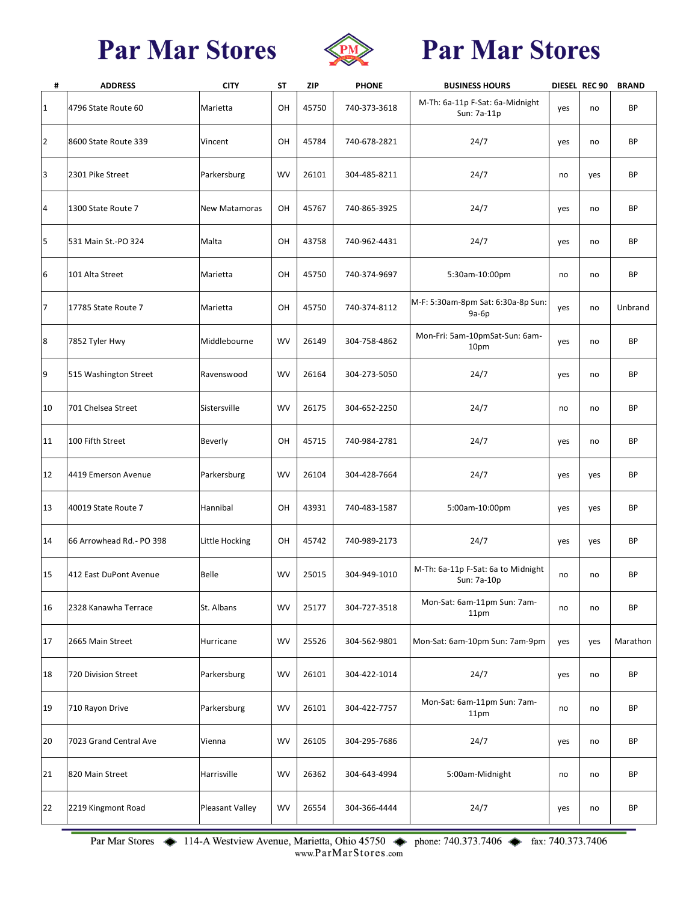# Par Mar Stores Par Mar Stores

| # | ADDRESS | CITY | ST | ZIP | PHONE | BUSINESS HOURS | DIESEL | REC 90 | BRAND |
|---|---|---|---|---|---|---|---|---|---|
| 1 | 4796 State Route 60 | Marietta | OH | 45750 | 740-373-3618 | M-Th: 6a-11p F-Sat: 6a-Midnight Sun: 7a-11p | yes | no | BP |
| 2 | 8600 State Route 339 | Vincent | OH | 45784 | 740-678-2821 | 24/7 | yes | no | BP |
| 3 | 2301 Pike Street | Parkersburg | WV | 26101 | 304-485-8211 | 24/7 | no | yes | BP |
| 4 | 1300 State Route 7 | New Matamoras | OH | 45767 | 740-865-3925 | 24/7 | yes | no | BP |
| 5 | 531 Main St.-PO 324 | Malta | OH | 43758 | 740-962-4431 | 24/7 | yes | no | BP |
| 6 | 101 Alta Street | Marietta | OH | 45750 | 740-374-9697 | 5:30am-10:00pm | no | no | BP |
| 7 | 17785 State Route 7 | Marietta | OH | 45750 | 740-374-8112 | M-F: 5:30am-8pm Sat: 6:30a-8p Sun: 9a-6p | yes | no | Unbrand |
| 8 | 7852 Tyler Hwy | Middlebourne | WV | 26149 | 304-758-4862 | Mon-Fri: 5am-10pmSat-Sun: 6am-10pm | yes | no | BP |
| 9 | 515 Washington Street | Ravenswood | WV | 26164 | 304-273-5050 | 24/7 | yes | no | BP |
| 10 | 701 Chelsea Street | Sistersville | WV | 26175 | 304-652-2250 | 24/7 | no | no | BP |
| 11 | 100 Fifth Street | Beverly | OH | 45715 | 740-984-2781 | 24/7 | yes | no | BP |
| 12 | 4419 Emerson Avenue | Parkersburg | WV | 26104 | 304-428-7664 | 24/7 | yes | yes | BP |
| 13 | 40019 State Route 7 | Hannibal | OH | 43931 | 740-483-1587 | 5:00am-10:00pm | yes | yes | BP |
| 14 | 66 Arrowhead Rd.- PO 398 | Little Hocking | OH | 45742 | 740-989-2173 | 24/7 | yes | yes | BP |
| 15 | 412 East DuPont Avenue | Belle | WV | 25015 | 304-949-1010 | M-Th: 6a-11p F-Sat: 6a to Midnight Sun: 7a-10p | no | no | BP |
| 16 | 2328 Kanawha Terrace | St. Albans | WV | 25177 | 304-727-3518 | Mon-Sat: 6am-11pm Sun: 7am-11pm | no | no | BP |
| 17 | 2665 Main Street | Hurricane | WV | 25526 | 304-562-9801 | Mon-Sat: 6am-10pm Sun: 7am-9pm | yes | yes | Marathon |
| 18 | 720 Division Street | Parkersburg | WV | 26101 | 304-422-1014 | 24/7 | yes | no | BP |
| 19 | 710 Rayon Drive | Parkersburg | WV | 26101 | 304-422-7757 | Mon-Sat: 6am-11pm Sun: 7am-11pm | no | no | BP |
| 20 | 7023 Grand Central Ave | Vienna | WV | 26105 | 304-295-7686 | 24/7 | yes | no | BP |
| 21 | 820 Main Street | Harrisville | WV | 26362 | 304-643-4994 | 5:00am-Midnight | no | no | BP |
| 22 | 2219 Kingmont Road | Pleasant Valley | WV | 26554 | 304-366-4444 | 24/7 | yes | no | BP |

Par Mar Stores ◆ 114-A Westview Avenue, Marietta, Ohio 45750 ◆ phone: 740.373.7406 ◆ fax: 740.373.7406
www.ParMarStores.com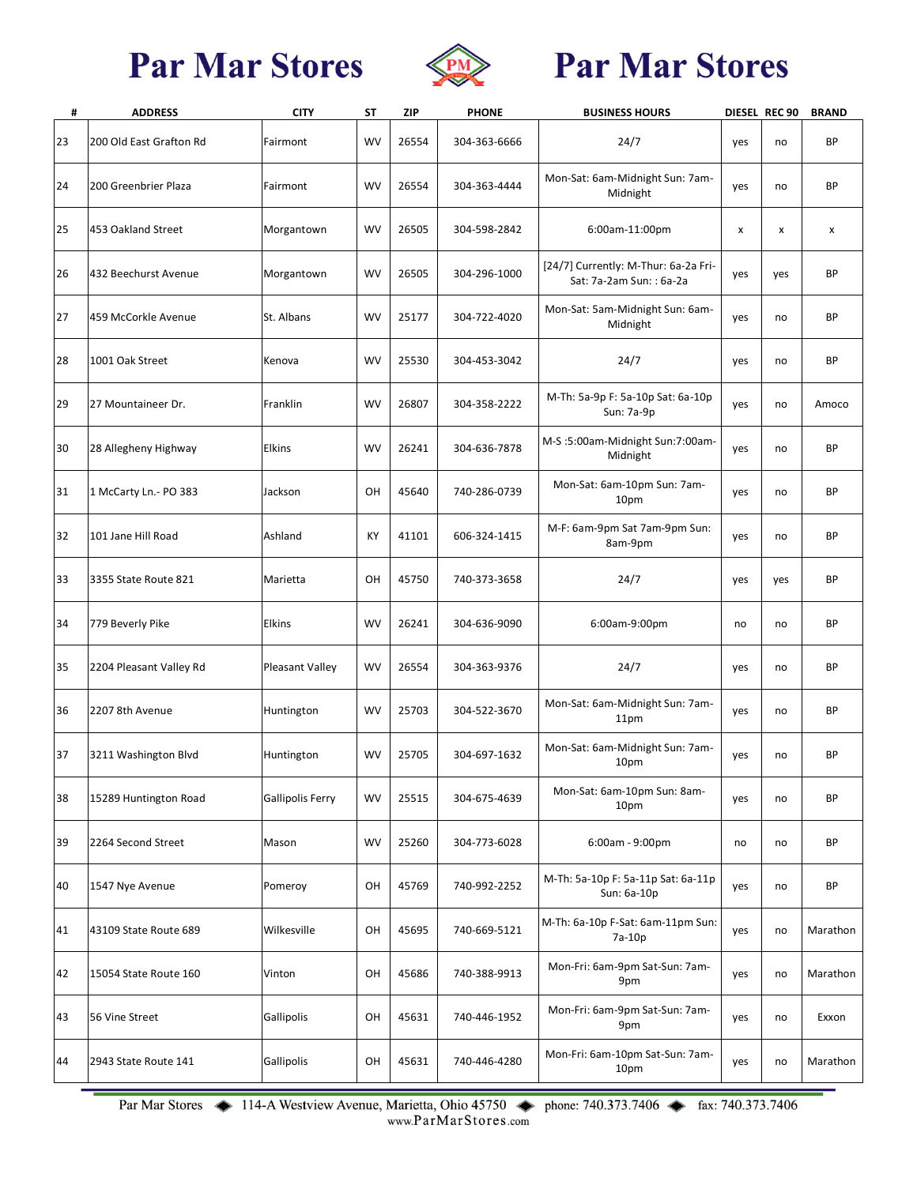# Par Mar Stores Par Mar Stores

| # | ADDRESS | CITY | ST | ZIP | PHONE | BUSINESS HOURS | DIESEL | REC 90 | BRAND |
|---|---|---|---|---|---|---|---|---|---|
| 23 | 200 Old East Grafton Rd | Fairmont | WV | 26554 | 304-363-6666 | 24/7 | yes | no | BP |
| 24 | 200 Greenbrier Plaza | Fairmont | WV | 26554 | 304-363-4444 | Mon-Sat: 6am-Midnight Sun: 7am-Midnight | yes | no | BP |
| 25 | 453 Oakland Street | Morgantown | WV | 26505 | 304-598-2842 | 6:00am-11:00pm | x | x | x |
| 26 | 432 Beechurst Avenue | Morgantown | WV | 26505 | 304-296-1000 | [24/7] Currently: M-Thur: 6a-2a Fri-Sat: 7a-2am Sun: : 6a-2a | yes | yes | BP |
| 27 | 459 McCorkle Avenue | St. Albans | WV | 25177 | 304-722-4020 | Mon-Sat: 5am-Midnight Sun: 6am-Midnight | yes | no | BP |
| 28 | 1001 Oak Street | Kenova | WV | 25530 | 304-453-3042 | 24/7 | yes | no | BP |
| 29 | 27 Mountaineer Dr. | Franklin | WV | 26807 | 304-358-2222 | M-Th: 5a-9p F: 5a-10p Sat: 6a-10p Sun: 7a-9p | yes | no | Amoco |
| 30 | 28 Allegheny Highway | Elkins | WV | 26241 | 304-636-7878 | M-S :5:00am-Midnight Sun:7:00am-Midnight | yes | no | BP |
| 31 | 1 McCarty Ln.- PO 383 | Jackson | OH | 45640 | 740-286-0739 | Mon-Sat: 6am-10pm Sun: 7am-10pm | yes | no | BP |
| 32 | 101 Jane Hill Road | Ashland | KY | 41101 | 606-324-1415 | M-F: 6am-9pm Sat 7am-9pm Sun: 8am-9pm | yes | no | BP |
| 33 | 3355 State Route 821 | Marietta | OH | 45750 | 740-373-3658 | 24/7 | yes | yes | BP |
| 34 | 779 Beverly Pike | Elkins | WV | 26241 | 304-636-9090 | 6:00am-9:00pm | no | no | BP |
| 35 | 2204 Pleasant Valley Rd | Pleasant Valley | WV | 26554 | 304-363-9376 | 24/7 | yes | no | BP |
| 36 | 2207 8th Avenue | Huntington | WV | 25703 | 304-522-3670 | Mon-Sat: 6am-Midnight Sun: 7am-11pm | yes | no | BP |
| 37 | 3211 Washington Blvd | Huntington | WV | 25705 | 304-697-1632 | Mon-Sat: 6am-Midnight Sun: 7am-10pm | yes | no | BP |
| 38 | 15289 Huntington Road | Gallipolis Ferry | WV | 25515 | 304-675-4639 | Mon-Sat: 6am-10pm Sun: 8am-10pm | yes | no | BP |
| 39 | 2264 Second Street | Mason | WV | 25260 | 304-773-6028 | 6:00am - 9:00pm | no | no | BP |
| 40 | 1547 Nye Avenue | Pomeroy | OH | 45769 | 740-992-2252 | M-Th: 5a-10p F: 5a-11p Sat: 6a-11p Sun: 6a-10p | yes | no | BP |
| 41 | 43109 State Route 689 | Wilkesville | OH | 45695 | 740-669-5121 | M-Th: 6a-10p F-Sat: 6am-11pm Sun: 7a-10p | yes | no | Marathon |
| 42 | 15054 State Route 160 | Vinton | OH | 45686 | 740-388-9913 | Mon-Fri: 6am-9pm Sat-Sun: 7am-9pm | yes | no | Marathon |
| 43 | 56 Vine Street | Gallipolis | OH | 45631 | 740-446-1952 | Mon-Fri: 6am-9pm Sat-Sun: 7am-9pm | yes | no | Exxon |
| 44 | 2943 State Route 141 | Gallipolis | OH | 45631 | 740-446-4280 | Mon-Fri: 6am-10pm Sat-Sun: 7am-10pm | yes | no | Marathon |

Par Mar Stores ◆ 114-A Westview Avenue, Marietta, Ohio 45750 ◆ phone: 740.373.7406 ◆ fax: 740.373.7406
www.ParMarStores.com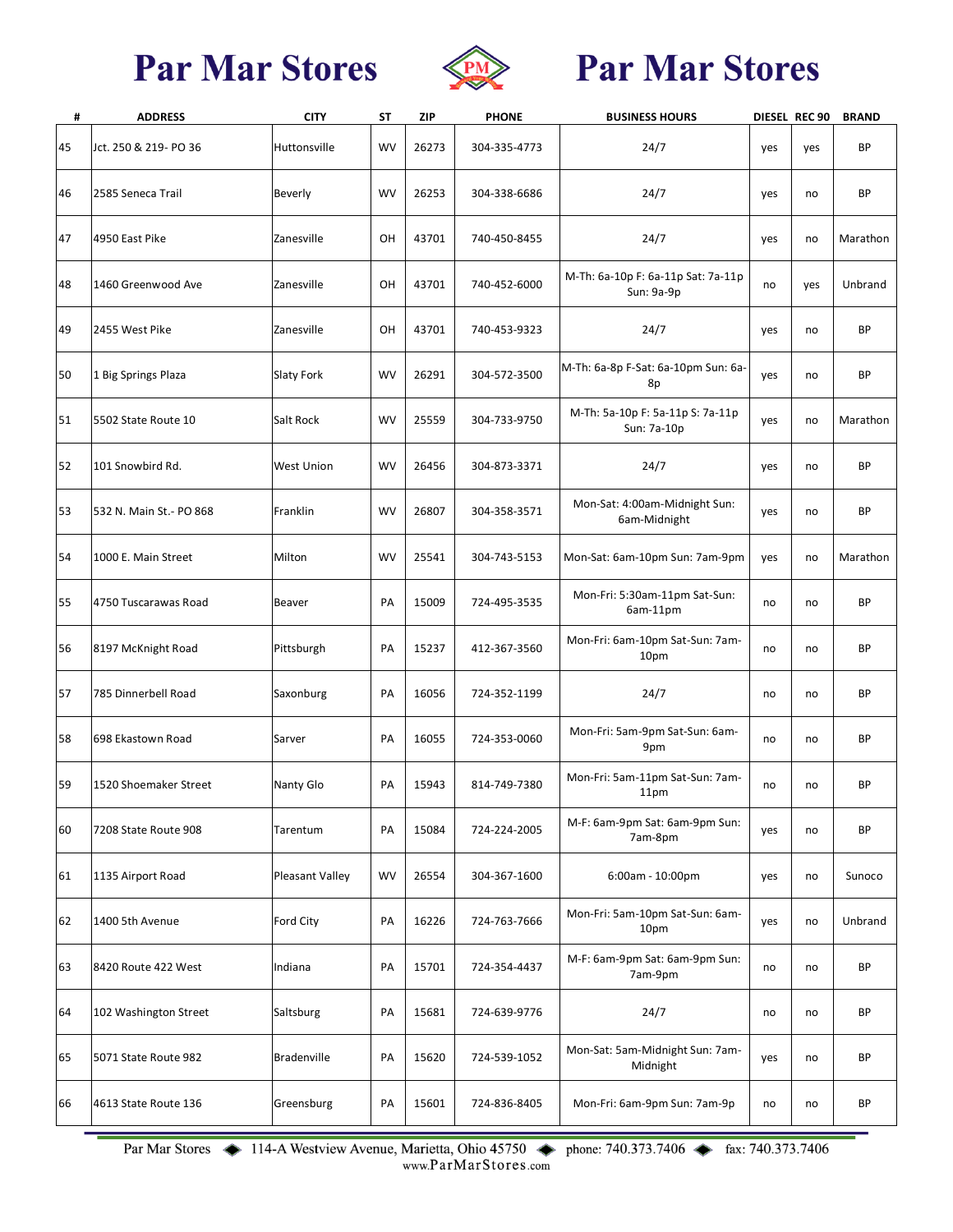# Par Mar Stores

| # | ADDRESS | CITY | ST | ZIP | PHONE | BUSINESS HOURS | DIESEL | REC 90 | BRAND |
|---|---|---|---|---|---|---|---|---|---|
| 45 | Jct. 250 & 219- PO 36 | Huttonsville | WV | 26273 | 304-335-4773 | 24/7 | yes | yes | BP |
| 46 | 2585 Seneca Trail | Beverly | WV | 26253 | 304-338-6686 | 24/7 | yes | no | BP |
| 47 | 4950 East Pike | Zanesville | OH | 43701 | 740-450-8455 | 24/7 | yes | no | Marathon |
| 48 | 1460 Greenwood Ave | Zanesville | OH | 43701 | 740-452-6000 | M-Th: 6a-10p F: 6a-11p Sat: 7a-11p Sun: 9a-9p | no | yes | Unbrand |
| 49 | 2455 West Pike | Zanesville | OH | 43701 | 740-453-9323 | 24/7 | yes | no | BP |
| 50 | 1 Big Springs Plaza | Slaty Fork | WV | 26291 | 304-572-3500 | M-Th: 6a-8p F-Sat: 6a-10pm Sun: 6a-8p | yes | no | BP |
| 51 | 5502 State Route 10 | Salt Rock | WV | 25559 | 304-733-9750 | M-Th: 5a-10p F: 5a-11p S: 7a-11p Sun: 7a-10p | yes | no | Marathon |
| 52 | 101 Snowbird Rd. | West Union | WV | 26456 | 304-873-3371 | 24/7 | yes | no | BP |
| 53 | 532 N. Main St.- PO 868 | Franklin | WV | 26807 | 304-358-3571 | Mon-Sat: 4:00am-Midnight Sun: 6am-Midnight | yes | no | BP |
| 54 | 1000 E. Main Street | Milton | WV | 25541 | 304-743-5153 | Mon-Sat: 6am-10pm Sun: 7am-9pm | yes | no | Marathon |
| 55 | 4750 Tuscarawas Road | Beaver | PA | 15009 | 724-495-3535 | Mon-Fri: 5:30am-11pm Sat-Sun: 6am-11pm | no | no | BP |
| 56 | 8197 McKnight Road | Pittsburgh | PA | 15237 | 412-367-3560 | Mon-Fri: 6am-10pm Sat-Sun: 7am-10pm | no | no | BP |
| 57 | 785 Dinnerbell Road | Saxonburg | PA | 16056 | 724-352-1199 | 24/7 | no | no | BP |
| 58 | 698 Ekastown Road | Sarver | PA | 16055 | 724-353-0060 | Mon-Fri: 5am-9pm Sat-Sun: 6am-9pm | no | no | BP |
| 59 | 1520 Shoemaker Street | Nanty Glo | PA | 15943 | 814-749-7380 | Mon-Fri: 5am-11pm Sat-Sun: 7am-11pm | no | no | BP |
| 60 | 7208 State Route 908 | Tarentum | PA | 15084 | 724-224-2005 | M-F: 6am-9pm Sat: 6am-9pm Sun: 7am-8pm | yes | no | BP |
| 61 | 1135 Airport Road | Pleasant Valley | WV | 26554 | 304-367-1600 | 6:00am - 10:00pm | yes | no | Sunoco |
| 62 | 1400 5th Avenue | Ford City | PA | 16226 | 724-763-7666 | Mon-Fri: 5am-10pm Sat-Sun: 6am-10pm | yes | no | Unbrand |
| 63 | 8420 Route 422 West | Indiana | PA | 15701 | 724-354-4437 | M-F: 6am-9pm Sat: 6am-9pm Sun: 7am-9pm | no | no | BP |
| 64 | 102 Washington Street | Saltsburg | PA | 15681 | 724-639-9776 | 24/7 | no | no | BP |
| 65 | 5071 State Route 982 | Bradenville | PA | 15620 | 724-539-1052 | Mon-Sat: 5am-Midnight Sun: 7am-Midnight | yes | no | BP |
| 66 | 4613 State Route 136 | Greensburg | PA | 15601 | 724-836-8405 | Mon-Fri: 6am-9pm Sun: 7am-9p | no | no | BP |

Par Mar Stores ◆ 114-A Westview Avenue, Marietta, Ohio 45750 ◆ phone: 740.373.7406 ◆ fax: 740.373.7406
www.ParMarStores.com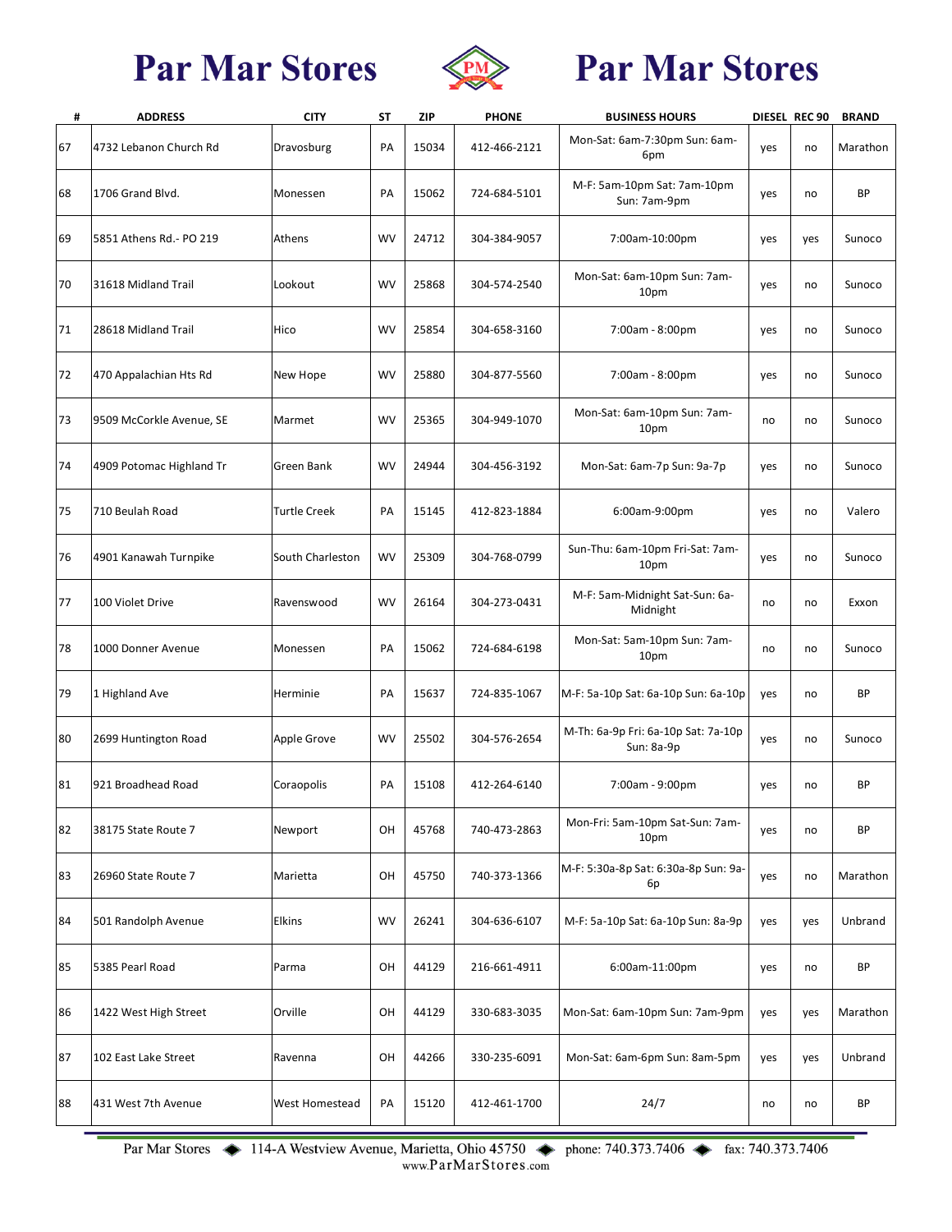# Par Mar Stores Par Mar Stores

| # | ADDRESS | CITY | ST | ZIP | PHONE | BUSINESS HOURS | DIESEL | REC 90 | BRAND |
|---|---|---|---|---|---|---|---|---|---|
| 67 | 4732 Lebanon Church Rd | Dravosburg | PA | 15034 | 412-466-2121 | Mon-Sat: 6am-7:30pm Sun: 6am-6pm | yes | no | Marathon |
| 68 | 1706 Grand Blvd. | Monessen | PA | 15062 | 724-684-5101 | M-F: 5am-10pm Sat: 7am-10pm Sun: 7am-9pm | yes | no | BP |
| 69 | 5851 Athens Rd.- PO 219 | Athens | WV | 24712 | 304-384-9057 | 7:00am-10:00pm | yes | yes | Sunoco |
| 70 | 31618 Midland Trail | Lookout | WV | 25868 | 304-574-2540 | Mon-Sat: 6am-10pm Sun: 7am-10pm | yes | no | Sunoco |
| 71 | 28618 Midland Trail | Hico | WV | 25854 | 304-658-3160 | 7:00am - 8:00pm | yes | no | Sunoco |
| 72 | 470 Appalachian Hts Rd | New Hope | WV | 25880 | 304-877-5560 | 7:00am - 8:00pm | yes | no | Sunoco |
| 73 | 9509 McCorkle Avenue, SE | Marmet | WV | 25365 | 304-949-1070 | Mon-Sat: 6am-10pm Sun: 7am-10pm | no | no | Sunoco |
| 74 | 4909 Potomac Highland Tr | Green Bank | WV | 24944 | 304-456-3192 | Mon-Sat: 6am-7p Sun: 9a-7p | yes | no | Sunoco |
| 75 | 710 Beulah Road | Turtle Creek | PA | 15145 | 412-823-1884 | 6:00am-9:00pm | yes | no | Valero |
| 76 | 4901 Kanawah Turnpike | South Charleston | WV | 25309 | 304-768-0799 | Sun-Thu: 6am-10pm Fri-Sat: 7am-10pm | yes | no | Sunoco |
| 77 | 100 Violet Drive | Ravenswood | WV | 26164 | 304-273-0431 | M-F: 5am-Midnight Sat-Sun: 6a-Midnight | no | no | Exxon |
| 78 | 1000 Donner Avenue | Monessen | PA | 15062 | 724-684-6198 | Mon-Sat: 5am-10pm Sun: 7am-10pm | no | no | Sunoco |
| 79 | 1 Highland Ave | Herminie | PA | 15637 | 724-835-1067 | M-F: 5a-10p Sat: 6a-10p Sun: 6a-10p | yes | no | BP |
| 80 | 2699 Huntington Road | Apple Grove | WV | 25502 | 304-576-2654 | M-Th: 6a-9p Fri: 6a-10p Sat: 7a-10p Sun: 8a-9p | yes | no | Sunoco |
| 81 | 921 Broadhead Road | Coraopolis | PA | 15108 | 412-264-6140 | 7:00am - 9:00pm | yes | no | BP |
| 82 | 38175 State Route 7 | Newport | OH | 45768 | 740-473-2863 | Mon-Fri: 5am-10pm Sat-Sun: 7am-10pm | yes | no | BP |
| 83 | 26960 State Route 7 | Marietta | OH | 45750 | 740-373-1366 | M-F: 5:30a-8p Sat: 6:30a-8p Sun: 9a-6p | yes | no | Marathon |
| 84 | 501 Randolph Avenue | Elkins | WV | 26241 | 304-636-6107 | M-F: 5a-10p Sat: 6a-10p Sun: 8a-9p | yes | yes | Unbrand |
| 85 | 5385 Pearl Road | Parma | OH | 44129 | 216-661-4911 | 6:00am-11:00pm | yes | no | BP |
| 86 | 1422 West High Street | Orville | OH | 44129 | 330-683-3035 | Mon-Sat: 6am-10pm Sun: 7am-9pm | yes | yes | Marathon |
| 87 | 102 East Lake Street | Ravenna | OH | 44266 | 330-235-6091 | Mon-Sat: 6am-6pm Sun: 8am-5pm | yes | yes | Unbrand |
| 88 | 431 West 7th Avenue | West Homestead | PA | 15120 | 412-461-1700 | 24/7 | no | no | BP |

Par Mar Stores ◆ 114-A Westview Avenue, Marietta, Ohio 45750 ◆ phone: 740.373.7406 ◆ fax: 740.373.7406
www.ParMarStores.com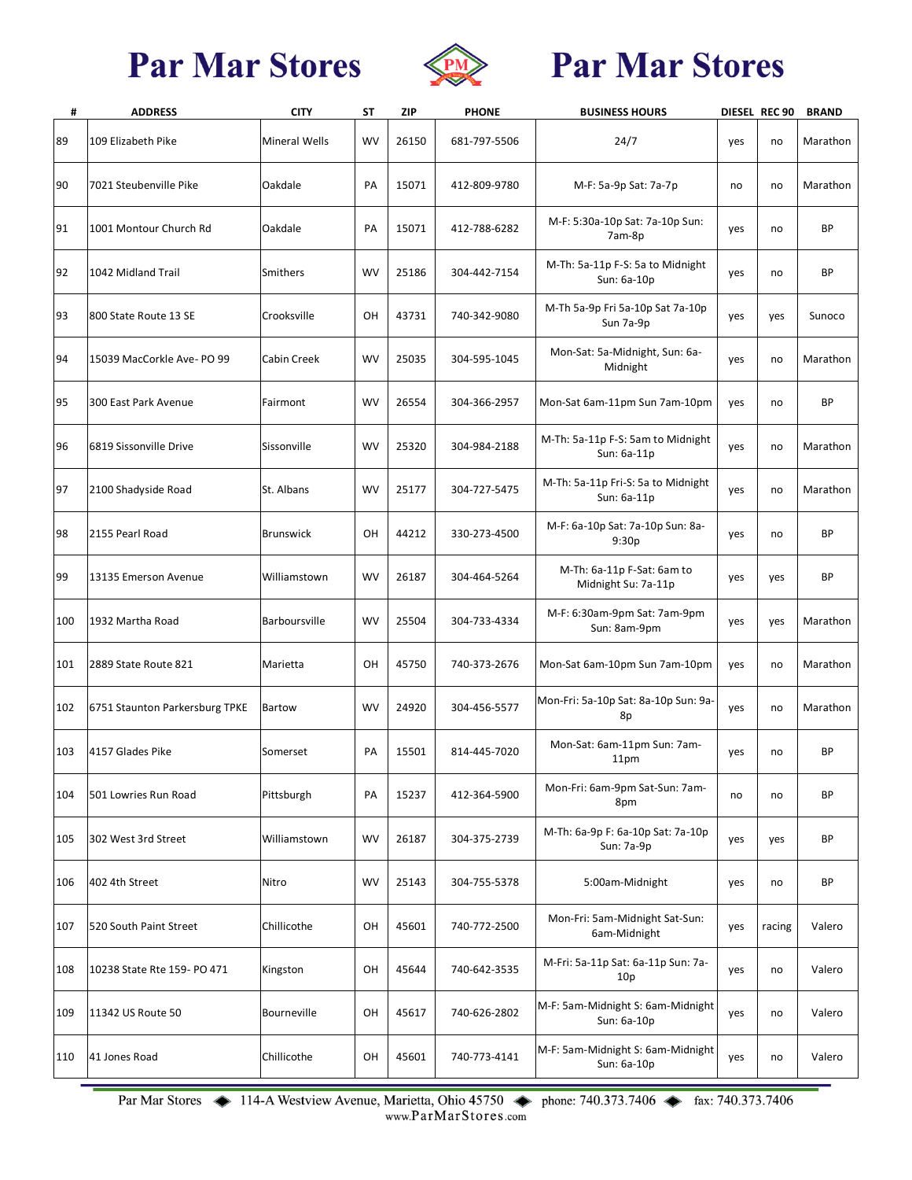# Par Mar Stores

| # | ADDRESS | CITY | ST | ZIP | PHONE | BUSINESS HOURS | DIESEL | REC 90 | BRAND |
|---|---|---|---|---|---|---|---|---|---|
| 89 | 109 Elizabeth Pike | Mineral Wells | WV | 26150 | 681-797-5506 | 24/7 | yes | no | Marathon |
| 90 | 7021 Steubenville Pike | Oakdale | PA | 15071 | 412-809-9780 | M-F: 5a-9p Sat: 7a-7p | no | no | Marathon |
| 91 | 1001 Montour Church Rd | Oakdale | PA | 15071 | 412-788-6282 | M-F: 5:30a-10p Sat: 7a-10p Sun: 7am-8p | yes | no | BP |
| 92 | 1042 Midland Trail | Smithers | WV | 25186 | 304-442-7154 | M-Th: 5a-11p F-S: 5a to Midnight Sun: 6a-10p | yes | no | BP |
| 93 | 800 State Route 13 SE | Crooksville | OH | 43731 | 740-342-9080 | M-Th 5a-9p Fri 5a-10p Sat 7a-10p Sun 7a-9p | yes | yes | Sunoco |
| 94 | 15039 MacCorkle Ave- PO 99 | Cabin Creek | WV | 25035 | 304-595-1045 | Mon-Sat: 5a-Midnight, Sun: 6a-Midnight | yes | no | Marathon |
| 95 | 300 East Park Avenue | Fairmont | WV | 26554 | 304-366-2957 | Mon-Sat 6am-11pm Sun 7am-10pm | yes | no | BP |
| 96 | 6819 Sissonville Drive | Sissonville | WV | 25320 | 304-984-2188 | M-Th: 5a-11p F-S: 5am to Midnight Sun: 6a-11p | yes | no | Marathon |
| 97 | 2100 Shadyside Road | St. Albans | WV | 25177 | 304-727-5475 | M-Th: 5a-11p Fri-S: 5a to Midnight Sun: 6a-11p | yes | no | Marathon |
| 98 | 2155 Pearl Road | Brunswick | OH | 44212 | 330-273-4500 | M-F: 6a-10p Sat: 7a-10p Sun: 8a-9:30p | yes | no | BP |
| 99 | 13135 Emerson Avenue | Williamstown | WV | 26187 | 304-464-5264 | M-Th: 6a-11p F-Sat: 6am to Midnight Su: 7a-11p | yes | yes | BP |
| 100 | 1932 Martha Road | Barboursville | WV | 25504 | 304-733-4334 | M-F: 6:30am-9pm Sat: 7am-9pm Sun: 8am-9pm | yes | yes | Marathon |
| 101 | 2889 State Route 821 | Marietta | OH | 45750 | 740-373-2676 | Mon-Sat 6am-10pm Sun 7am-10pm | yes | no | Marathon |
| 102 | 6751 Staunton Parkersburg TPKE | Bartow | WV | 24920 | 304-456-5577 | Mon-Fri: 5a-10p Sat: 8a-10p Sun: 9a-8p | yes | no | Marathon |
| 103 | 4157 Glades Pike | Somerset | PA | 15501 | 814-445-7020 | Mon-Sat: 6am-11pm Sun: 7am-11pm | yes | no | BP |
| 104 | 501 Lowries Run Road | Pittsburgh | PA | 15237 | 412-364-5900 | Mon-Fri: 6am-9pm Sat-Sun: 7am-8pm | no | no | BP |
| 105 | 302 West 3rd Street | Williamstown | WV | 26187 | 304-375-2739 | M-Th: 6a-9p F: 6a-10p Sat: 7a-10p Sun: 7a-9p | yes | yes | BP |
| 106 | 402 4th Street | Nitro | WV | 25143 | 304-755-5378 | 5:00am-Midnight | yes | no | BP |
| 107 | 520 South Paint Street | Chillicothe | OH | 45601 | 740-772-2500 | Mon-Fri: 5am-Midnight Sat-Sun: 6am-Midnight | yes | racing | Valero |
| 108 | 10238 State Rte 159- PO 471 | Kingston | OH | 45644 | 740-642-3535 | M-Fri: 5a-11p Sat: 6a-11p Sun: 7a-10p | yes | no | Valero |
| 109 | 11342 US Route 50 | Bourneville | OH | 45617 | 740-626-2802 | M-F: 5am-Midnight S: 6am-Midnight Sun: 6a-10p | yes | no | Valero |
| 110 | 41 Jones Road | Chillicothe | OH | 45601 | 740-773-4141 | M-F: 5am-Midnight S: 6am-Midnight Sun: 6a-10p | yes | no | Valero |

Par Mar Stores ◆ 114-A Westview Avenue, Marietta, Ohio 45750 ◆ phone: 740.373.7406 ◆ fax: 740.373.7406
www.ParMarStores.com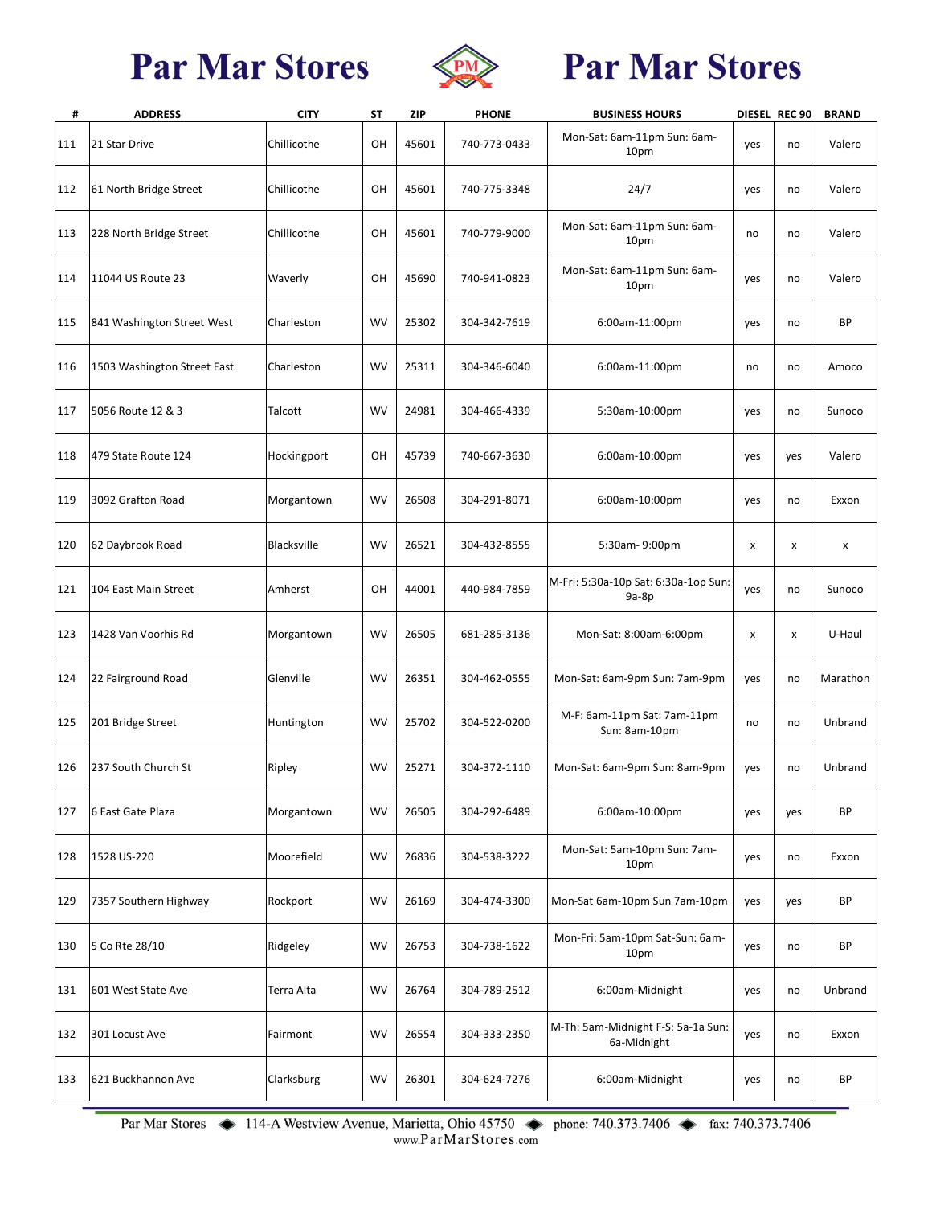# Par Mar Stores Par Mar Stores

| # | ADDRESS | CITY | ST | ZIP | PHONE | BUSINESS HOURS | DIESEL | REC 90 | BRAND |
|---|---|---|---|---|---|---|---|---|---|
| 111 | 21 Star Drive | Chillicothe | OH | 45601 | 740-773-0433 | Mon-Sat: 6am-11pm Sun: 6am-10pm | yes | no | Valero |
| 112 | 61 North Bridge Street | Chillicothe | OH | 45601 | 740-775-3348 | 24/7 | yes | no | Valero |
| 113 | 228 North Bridge Street | Chillicothe | OH | 45601 | 740-779-9000 | Mon-Sat: 6am-11pm Sun: 6am-10pm | no | no | Valero |
| 114 | 11044 US Route 23 | Waverly | OH | 45690 | 740-941-0823 | Mon-Sat: 6am-11pm Sun: 6am-10pm | yes | no | Valero |
| 115 | 841 Washington Street West | Charleston | WV | 25302 | 304-342-7619 | 6:00am-11:00pm | yes | no | BP |
| 116 | 1503 Washington Street East | Charleston | WV | 25311 | 304-346-6040 | 6:00am-11:00pm | no | no | Amoco |
| 117 | 5056 Route 12 & 3 | Talcott | WV | 24981 | 304-466-4339 | 5:30am-10:00pm | yes | no | Sunoco |
| 118 | 479 State Route 124 | Hockingport | OH | 45739 | 740-667-3630 | 6:00am-10:00pm | yes | yes | Valero |
| 119 | 3092 Grafton Road | Morgantown | WV | 26508 | 304-291-8071 | 6:00am-10:00pm | yes | no | Exxon |
| 120 | 62 Daybrook Road | Blacksville | WV | 26521 | 304-432-8555 | 5:30am- 9:00pm | x | x | x |
| 121 | 104 East Main Street | Amherst | OH | 44001 | 440-984-7859 | M-Fri: 5:30a-10p Sat: 6:30a-1op Sun: 9a-8p | yes | no | Sunoco |
| 123 | 1428 Van Voorhis Rd | Morgantown | WV | 26505 | 681-285-3136 | Mon-Sat: 8:00am-6:00pm | x | x | U-Haul |
| 124 | 22 Fairground Road | Glenville | WV | 26351 | 304-462-0555 | Mon-Sat: 6am-9pm Sun: 7am-9pm | yes | no | Marathon |
| 125 | 201 Bridge Street | Huntington | WV | 25702 | 304-522-0200 | M-F: 6am-11pm Sat: 7am-11pm Sun: 8am-10pm | no | no | Unbrand |
| 126 | 237 South Church St | Ripley | WV | 25271 | 304-372-1110 | Mon-Sat: 6am-9pm Sun: 8am-9pm | yes | no | Unbrand |
| 127 | 6 East Gate Plaza | Morgantown | WV | 26505 | 304-292-6489 | 6:00am-10:00pm | yes | yes | BP |
| 128 | 1528 US-220 | Moorefield | WV | 26836 | 304-538-3222 | Mon-Sat: 5am-10pm Sun: 7am-10pm | yes | no | Exxon |
| 129 | 7357 Southern Highway | Rockport | WV | 26169 | 304-474-3300 | Mon-Sat 6am-10pm Sun 7am-10pm | yes | yes | BP |
| 130 | 5 Co Rte 28/10 | Ridgeley | WV | 26753 | 304-738-1622 | Mon-Fri: 5am-10pm Sat-Sun: 6am-10pm | yes | no | BP |
| 131 | 601 West State Ave | Terra Alta | WV | 26764 | 304-789-2512 | 6:00am-Midnight | yes | no | Unbrand |
| 132 | 301 Locust Ave | Fairmont | WV | 26554 | 304-333-2350 | M-Th: 5am-Midnight F-S: 5a-1a Sun: 6a-Midnight | yes | no | Exxon |
| 133 | 621 Buckhannon Ave | Clarksburg | WV | 26301 | 304-624-7276 | 6:00am-Midnight | yes | no | BP |

Par Mar Stores ◆ 114-A Westview Avenue, Marietta, Ohio 45750 ◆ phone: 740.373.7406 ◆ fax: 740.373.7406
www.ParMarStores.com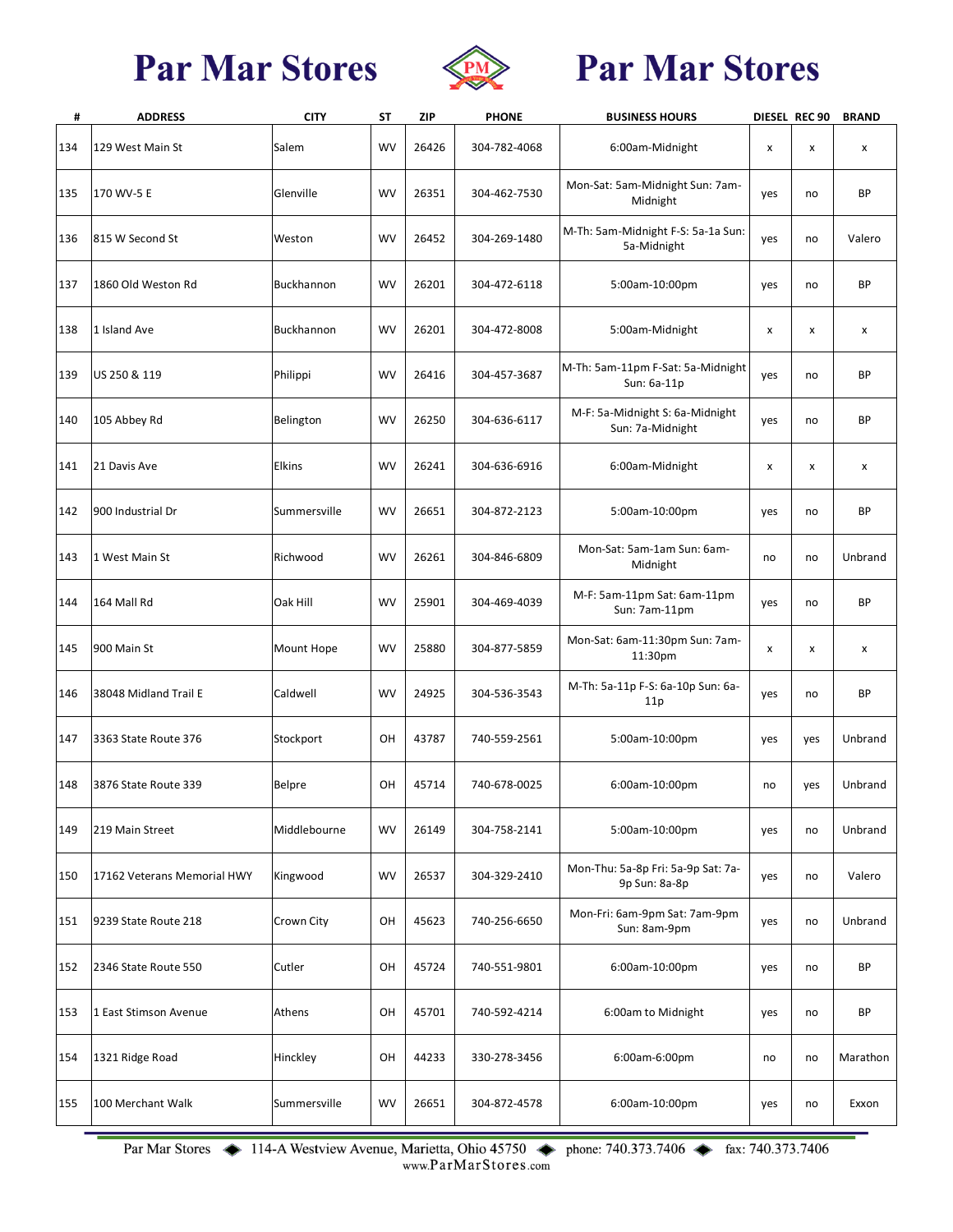# Par Mar Stores   Par Mar Stores

| # | ADDRESS | CITY | ST | ZIP | PHONE | BUSINESS HOURS | DIESEL | REC 90 | BRAND |
|---|---|---|---|---|---|---|---|---|---|
| 134 | 129 West Main St | Salem | WV | 26426 | 304-782-4068 | 6:00am-Midnight | x | x | x |
| 135 | 170 WV-5 E | Glenville | WV | 26351 | 304-462-7530 | Mon-Sat: 5am-Midnight Sun: 7am-Midnight | yes | no | BP |
| 136 | 815 W Second St | Weston | WV | 26452 | 304-269-1480 | M-Th: 5am-Midnight F-S: 5a-1a Sun: 5a-Midnight | yes | no | Valero |
| 137 | 1860 Old Weston Rd | Buckhannon | WV | 26201 | 304-472-6118 | 5:00am-10:00pm | yes | no | BP |
| 138 | 1 Island Ave | Buckhannon | WV | 26201 | 304-472-8008 | 5:00am-Midnight | x | x | x |
| 139 | US 250 & 119 | Philippi | WV | 26416 | 304-457-3687 | M-Th: 5am-11pm F-Sat: 5a-Midnight Sun: 6a-11p | yes | no | BP |
| 140 | 105 Abbey Rd | Belington | WV | 26250 | 304-636-6117 | M-F: 5a-Midnight S: 6a-Midnight Sun: 7a-Midnight | yes | no | BP |
| 141 | 21 Davis Ave | Elkins | WV | 26241 | 304-636-6916 | 6:00am-Midnight | x | x | x |
| 142 | 900 Industrial Dr | Summersville | WV | 26651 | 304-872-2123 | 5:00am-10:00pm | yes | no | BP |
| 143 | 1 West Main St | Richwood | WV | 26261 | 304-846-6809 | Mon-Sat: 5am-1am Sun: 6am-Midnight | no | no | Unbrand |
| 144 | 164 Mall Rd | Oak Hill | WV | 25901 | 304-469-4039 | M-F: 5am-11pm Sat: 6am-11pm Sun: 7am-11pm | yes | no | BP |
| 145 | 900 Main St | Mount Hope | WV | 25880 | 304-877-5859 | Mon-Sat: 6am-11:30pm Sun: 7am-11:30pm | x | x | x |
| 146 | 38048 Midland Trail E | Caldwell | WV | 24925 | 304-536-3543 | M-Th: 5a-11p F-S: 6a-10p Sun: 6a-11p | yes | no | BP |
| 147 | 3363 State Route 376 | Stockport | OH | 43787 | 740-559-2561 | 5:00am-10:00pm | yes | yes | Unbrand |
| 148 | 3876 State Route 339 | Belpre | OH | 45714 | 740-678-0025 | 6:00am-10:00pm | no | yes | Unbrand |
| 149 | 219 Main Street | Middlebourne | WV | 26149 | 304-758-2141 | 5:00am-10:00pm | yes | no | Unbrand |
| 150 | 17162 Veterans Memorial HWY | Kingwood | WV | 26537 | 304-329-2410 | Mon-Thu: 5a-8p Fri: 5a-9p Sat: 7a-9p Sun: 8a-8p | yes | no | Valero |
| 151 | 9239 State Route 218 | Crown City | OH | 45623 | 740-256-6650 | Mon-Fri: 6am-9pm Sat: 7am-9pm Sun: 8am-9pm | yes | no | Unbrand |
| 152 | 2346 State Route 550 | Cutler | OH | 45724 | 740-551-9801 | 6:00am-10:00pm | yes | no | BP |
| 153 | 1 East Stimson Avenue | Athens | OH | 45701 | 740-592-4214 | 6:00am to Midnight | yes | no | BP |
| 154 | 1321 Ridge Road | Hinckley | OH | 44233 | 330-278-3456 | 6:00am-6:00pm | no | no | Marathon |
| 155 | 100 Merchant Walk | Summersville | WV | 26651 | 304-872-4578 | 6:00am-10:00pm | yes | no | Exxon |

Par Mar Stores ◆ 114-A Westview Avenue, Marietta, Ohio 45750 ◆ phone: 740.373.7406 ◆ fax: 740.373.7406
www.ParMarStores.com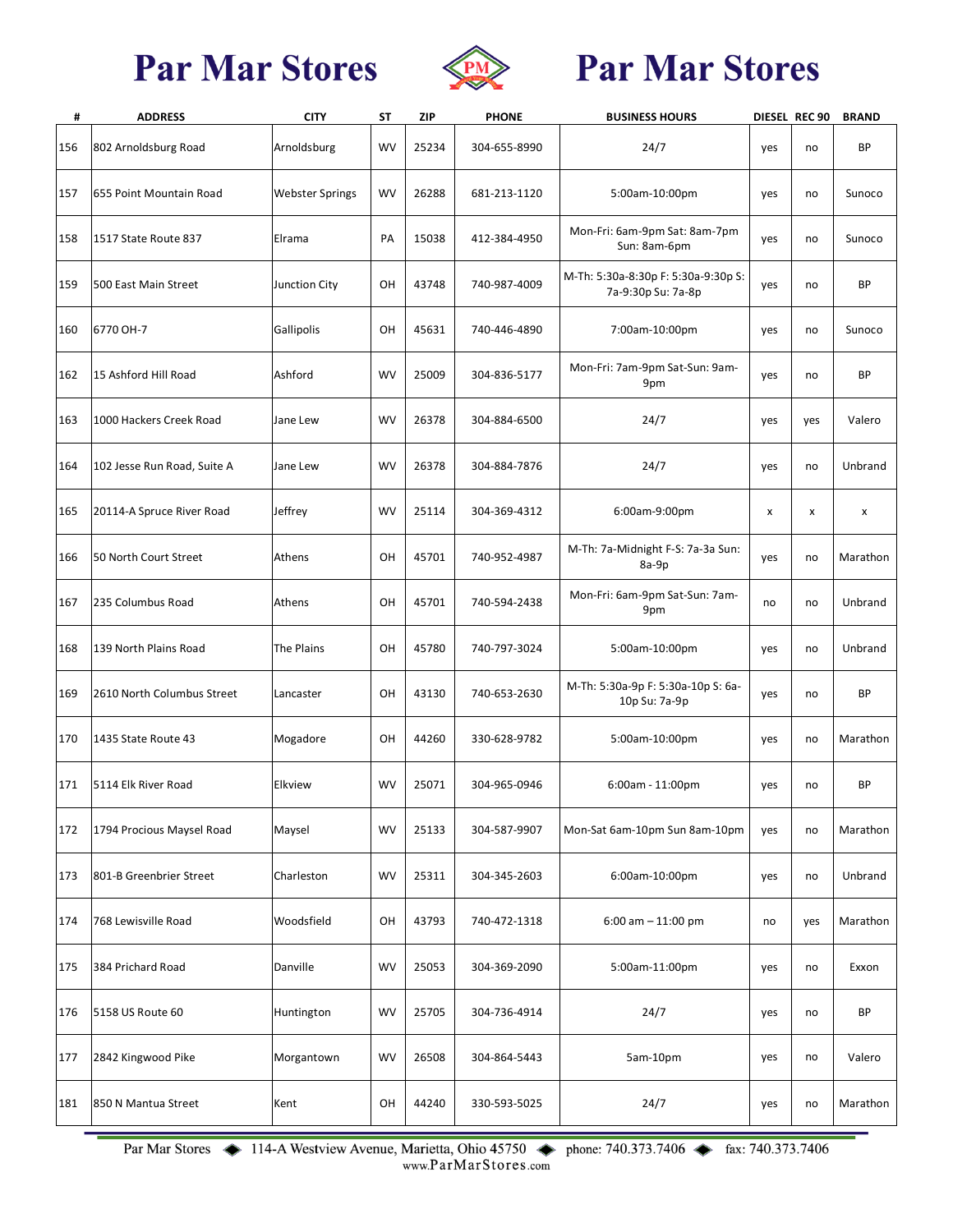# Par Mar Stores  Par Mar Stores

| # | ADDRESS | CITY | ST | ZIP | PHONE | BUSINESS HOURS | DIESEL | REC 90 | BRAND |
|---|---|---|---|---|---|---|---|---|---|
| 156 | 802 Arnoldsburg Road | Arnoldsburg | WV | 25234 | 304-655-8990 | 24/7 | yes | no | BP |
| 157 | 655 Point Mountain Road | Webster Springs | WV | 26288 | 681-213-1120 | 5:00am-10:00pm | yes | no | Sunoco |
| 158 | 1517 State Route 837 | Elrama | PA | 15038 | 412-384-4950 | Mon-Fri: 6am-9pm Sat: 8am-7pm Sun: 8am-6pm | yes | no | Sunoco |
| 159 | 500 East Main Street | Junction City | OH | 43748 | 740-987-4009 | M-Th: 5:30a-8:30p F: 5:30a-9:30p S: 7a-9:30p Su: 7a-8p | yes | no | BP |
| 160 | 6770 OH-7 | Gallipolis | OH | 45631 | 740-446-4890 | 7:00am-10:00pm | yes | no | Sunoco |
| 162 | 15 Ashford Hill Road | Ashford | WV | 25009 | 304-836-5177 | Mon-Fri: 7am-9pm Sat-Sun: 9am-9pm | yes | no | BP |
| 163 | 1000 Hackers Creek Road | Jane Lew | WV | 26378 | 304-884-6500 | 24/7 | yes | yes | Valero |
| 164 | 102 Jesse Run Road, Suite A | Jane Lew | WV | 26378 | 304-884-7876 | 24/7 | yes | no | Unbrand |
| 165 | 20114-A Spruce River Road | Jeffrey | WV | 25114 | 304-369-4312 | 6:00am-9:00pm | x | x | x |
| 166 | 50 North Court Street | Athens | OH | 45701 | 740-952-4987 | M-Th: 7a-Midnight F-S: 7a-3a Sun: 8a-9p | yes | no | Marathon |
| 167 | 235 Columbus Road | Athens | OH | 45701 | 740-594-2438 | Mon-Fri: 6am-9pm Sat-Sun: 7am-9pm | no | no | Unbrand |
| 168 | 139 North Plains Road | The Plains | OH | 45780 | 740-797-3024 | 5:00am-10:00pm | yes | no | Unbrand |
| 169 | 2610 North Columbus Street | Lancaster | OH | 43130 | 740-653-2630 | M-Th: 5:30a-9p F: 5:30a-10p S: 6a-10p Su: 7a-9p | yes | no | BP |
| 170 | 1435 State Route 43 | Mogadore | OH | 44260 | 330-628-9782 | 5:00am-10:00pm | yes | no | Marathon |
| 171 | 5114 Elk River Road | Elkview | WV | 25071 | 304-965-0946 | 6:00am - 11:00pm | yes | no | BP |
| 172 | 1794 Procious Maysel Road | Maysel | WV | 25133 | 304-587-9907 | Mon-Sat 6am-10pm Sun 8am-10pm | yes | no | Marathon |
| 173 | 801-B Greenbrier Street | Charleston | WV | 25311 | 304-345-2603 | 6:00am-10:00pm | yes | no | Unbrand |
| 174 | 768 Lewisville Road | Woodsfield | OH | 43793 | 740-472-1318 | 6:00 am – 11:00 pm | no | yes | Marathon |
| 175 | 384 Prichard Road | Danville | WV | 25053 | 304-369-2090 | 5:00am-11:00pm | yes | no | Exxon |
| 176 | 5158 US Route 60 | Huntington | WV | 25705 | 304-736-4914 | 24/7 | yes | no | BP |
| 177 | 2842 Kingwood Pike | Morgantown | WV | 26508 | 304-864-5443 | 5am-10pm | yes | no | Valero |
| 181 | 850 N Mantua Street | Kent | OH | 44240 | 330-593-5025 | 24/7 | yes | no | Marathon |

Par Mar Stores ◆ 114-A Westview Avenue, Marietta, Ohio 45750 ◆ phone: 740.373.7406 ◆ fax: 740.373.7406
www.ParMarStores.com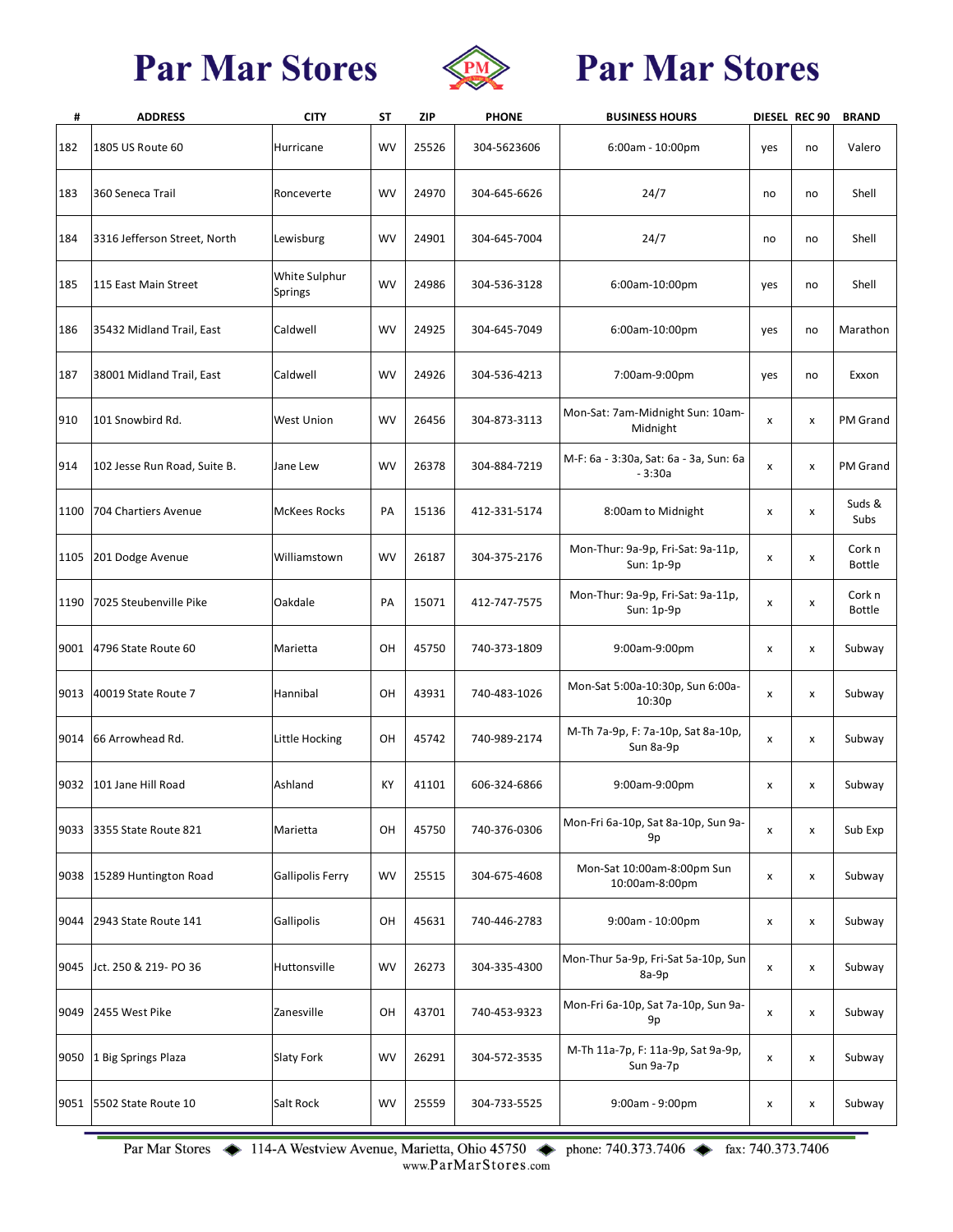# Par Mar Stores

| # | ADDRESS | CITY | ST | ZIP | PHONE | BUSINESS HOURS | DIESEL | REC 90 | BRAND |
|---|---|---|---|---|---|---|---|---|---|
| 182 | 1805 US Route 60 | Hurricane | WV | 25526 | 304-5623606 | 6:00am - 10:00pm | yes | no | Valero |
| 183 | 360 Seneca Trail | Ronceverte | WV | 24970 | 304-645-6626 | 24/7 | no | no | Shell |
| 184 | 3316 Jefferson Street, North | Lewisburg | WV | 24901 | 304-645-7004 | 24/7 | no | no | Shell |
| 185 | 115 East Main Street | White Sulphur Springs | WV | 24986 | 304-536-3128 | 6:00am-10:00pm | yes | no | Shell |
| 186 | 35432 Midland Trail, East | Caldwell | WV | 24925 | 304-645-7049 | 6:00am-10:00pm | yes | no | Marathon |
| 187 | 38001 Midland Trail, East | Caldwell | WV | 24926 | 304-536-4213 | 7:00am-9:00pm | yes | no | Exxon |
| 910 | 101 Snowbird Rd. | West Union | WV | 26456 | 304-873-3113 | Mon-Sat: 7am-Midnight Sun: 10am-Midnight | x | x | PM Grand |
| 914 | 102 Jesse Run Road, Suite B. | Jane Lew | WV | 26378 | 304-884-7219 | M-F: 6a - 3:30a, Sat: 6a - 3a, Sun: 6a - 3:30a | x | x | PM Grand |
| 1100 | 704 Chartiers Avenue | McKees Rocks | PA | 15136 | 412-331-5174 | 8:00am to Midnight | x | x | Suds & Subs |
| 1105 | 201 Dodge Avenue | Williamstown | WV | 26187 | 304-375-2176 | Mon-Thur: 9a-9p, Fri-Sat: 9a-11p, Sun: 1p-9p | x | x | Cork n Bottle |
| 1190 | 7025 Steubenville Pike | Oakdale | PA | 15071 | 412-747-7575 | Mon-Thur: 9a-9p, Fri-Sat: 9a-11p, Sun: 1p-9p | x | x | Cork n Bottle |
| 9001 | 4796 State Route 60 | Marietta | OH | 45750 | 740-373-1809 | 9:00am-9:00pm | x | x | Subway |
| 9013 | 40019 State Route 7 | Hannibal | OH | 43931 | 740-483-1026 | Mon-Sat 5:00a-10:30p, Sun 6:00a-10:30p | x | x | Subway |
| 9014 | 66 Arrowhead Rd. | Little Hocking | OH | 45742 | 740-989-2174 | M-Th 7a-9p, F: 7a-10p, Sat 8a-10p, Sun 8a-9p | x | x | Subway |
| 9032 | 101 Jane Hill Road | Ashland | KY | 41101 | 606-324-6866 | 9:00am-9:00pm | x | x | Subway |
| 9033 | 3355 State Route 821 | Marietta | OH | 45750 | 740-376-0306 | Mon-Fri 6a-10p, Sat 8a-10p, Sun 9a-9p | x | x | Sub Exp |
| 9038 | 15289 Huntington Road | Gallipolis Ferry | WV | 25515 | 304-675-4608 | Mon-Sat 10:00am-8:00pm Sun 10:00am-8:00pm | x | x | Subway |
| 9044 | 2943 State Route 141 | Gallipolis | OH | 45631 | 740-446-2783 | 9:00am - 10:00pm | x | x | Subway |
| 9045 | Jct. 250 & 219- PO 36 | Huttonsville | WV | 26273 | 304-335-4300 | Mon-Thur 5a-9p, Fri-Sat 5a-10p, Sun 8a-9p | x | x | Subway |
| 9049 | 2455 West Pike | Zanesville | OH | 43701 | 740-453-9323 | Mon-Fri 6a-10p, Sat 7a-10p, Sun 9a-9p | x | x | Subway |
| 9050 | 1 Big Springs Plaza | Slaty Fork | WV | 26291 | 304-572-3535 | M-Th 11a-7p, F: 11a-9p, Sat 9a-9p, Sun 9a-7p | x | x | Subway |
| 9051 | 5502 State Route 10 | Salt Rock | WV | 25559 | 304-733-5525 | 9:00am - 9:00pm | x | x | Subway |

Par Mar Stores ◆ 114-A Westview Avenue, Marietta, Ohio 45750 ◆ phone: 740.373.7406 ◆ fax: 740.373.7406
www.ParMarStores.com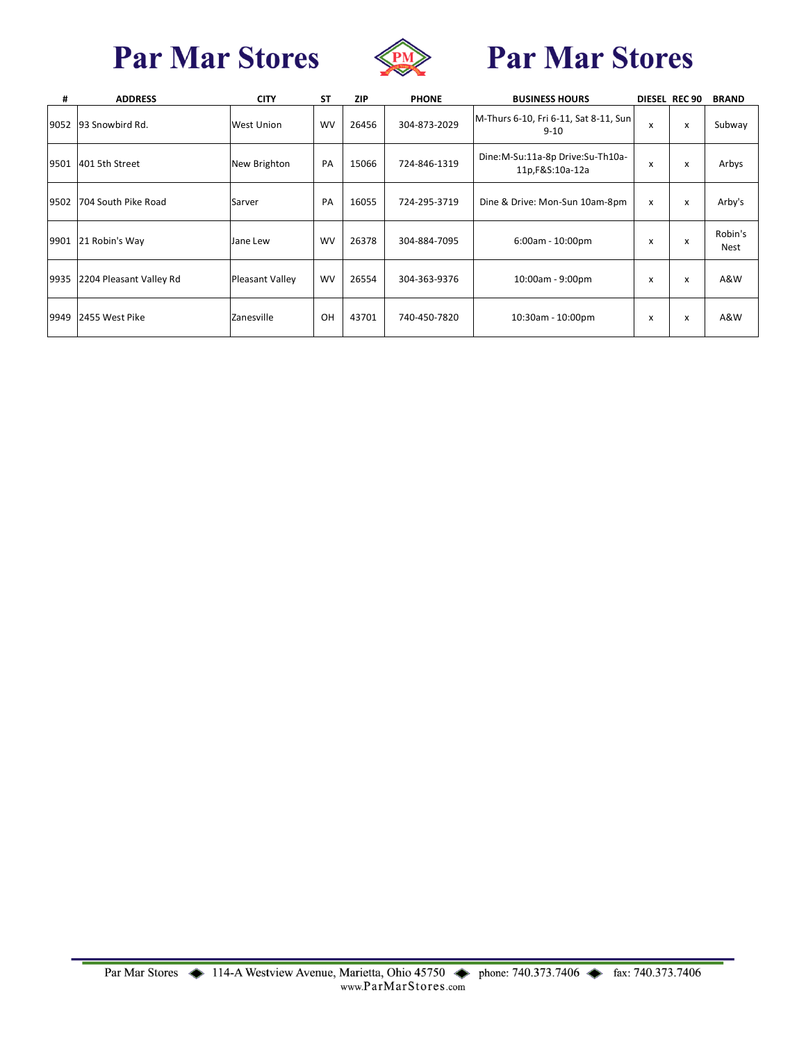# Par Mar Stores    Par Mar Stores

| # | ADDRESS | CITY | ST | ZIP | PHONE | BUSINESS HOURS | DIESEL | REC 90 | BRAND |
|---|---|---|---|---|---|---|---|---|---|
| 9052 | 93 Snowbird Rd. | West Union | WV | 26456 | 304-873-2029 | M-Thurs 6-10, Fri 6-11, Sat 8-11, Sun 9-10 | x | x | Subway |
| 9501 | 401 5th Street | New Brighton | PA | 15066 | 724-846-1319 | Dine:M-Su:11a-8p Drive:Su-Th10a-11p,F&S:10a-12a | x | x | Arbys |
| 9502 | 704 South Pike Road | Sarver | PA | 16055 | 724-295-3719 | Dine & Drive: Mon-Sun 10am-8pm | x | x | Arby's |
| 9901 | 21 Robin's Way | Jane Lew | WV | 26378 | 304-884-7095 | 6:00am - 10:00pm | x | x | Robin's Nest |
| 9935 | 2204 Pleasant Valley Rd | Pleasant Valley | WV | 26554 | 304-363-9376 | 10:00am - 9:00pm | x | x | A&W |
| 9949 | 2455 West Pike | Zanesville | OH | 43701 | 740-450-7820 | 10:30am - 10:00pm | x | x | A&W |

Par Mar Stores ◆ 114-A Westview Avenue, Marietta, Ohio 45750 ◆ phone: 740.373.7406 ◆ fax: 740.373.7406
www.ParMarStores.com